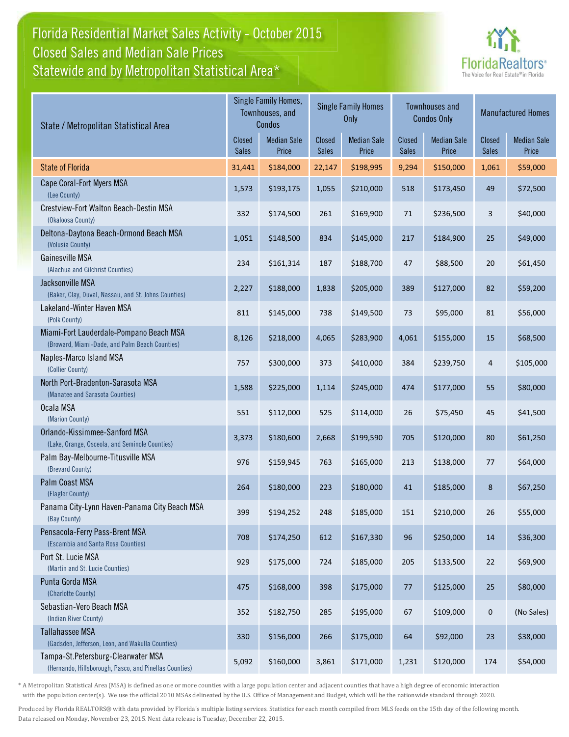# Florida Residential Market Sales Activity - October 2015
## Closed Sales and Median Sale Prices
## Statewide and by Metropolitan Statistical Area*

| State / Metropolitan Statistical Area | Single Family Homes, Townhouses, and Condos | | Single Family Homes Only | | Townhouses and Condos Only | | Manufactured Homes | |
|---|---|---|---|---|---|---|---|---|
| | Closed Sales | Median Sale Price | Closed Sales | Median Sale Price | Closed Sales | Median Sale Price | Closed Sales | Median Sale Price |
| State of Florida | 31,441 | $184,000 | 22,147 | $198,995 | 9,294 | $150,000 | 1,061 | $59,000 |
| Cape Coral-Fort Myers MSA (Lee County) | 1,573 | $193,175 | 1,055 | $210,000 | 518 | $173,450 | 49 | $72,500 |
| Crestview-Fort Walton Beach-Destin MSA (Okaloosa County) | 332 | $174,500 | 261 | $169,900 | 71 | $236,500 | 3 | $40,000 |
| Deltona-Daytona Beach-Ormond Beach MSA (Volusia County) | 1,051 | $148,500 | 834 | $145,000 | 217 | $184,900 | 25 | $49,000 |
| Gainesville MSA (Alachua and Gilchrist Counties) | 234 | $161,314 | 187 | $188,700 | 47 | $88,500 | 20 | $61,450 |
| Jacksonville MSA (Baker, Clay, Duval, Nassau, and St. Johns Counties) | 2,227 | $188,000 | 1,838 | $205,000 | 389 | $127,000 | 82 | $59,200 |
| Lakeland-Winter Haven MSA (Polk County) | 811 | $145,000 | 738 | $149,500 | 73 | $95,000 | 81 | $56,000 |
| Miami-Fort Lauderdale-Pompano Beach MSA (Broward, Miami-Dade, and Palm Beach Counties) | 8,126 | $218,000 | 4,065 | $283,900 | 4,061 | $155,000 | 15 | $68,500 |
| Naples-Marco Island MSA (Collier County) | 757 | $300,000 | 373 | $410,000 | 384 | $239,750 | 4 | $105,000 |
| North Port-Bradenton-Sarasota MSA (Manatee and Sarasota Counties) | 1,588 | $225,000 | 1,114 | $245,000 | 474 | $177,000 | 55 | $80,000 |
| Ocala MSA (Marion County) | 551 | $112,000 | 525 | $114,000 | 26 | $75,450 | 45 | $41,500 |
| Orlando-Kissimmee-Sanford MSA (Lake, Orange, Osceola, and Seminole Counties) | 3,373 | $180,600 | 2,668 | $199,590 | 705 | $120,000 | 80 | $61,250 |
| Palm Bay-Melbourne-Titusville MSA (Brevard County) | 976 | $159,945 | 763 | $165,000 | 213 | $138,000 | 77 | $64,000 |
| Palm Coast MSA (Flagler County) | 264 | $180,000 | 223 | $180,000 | 41 | $185,000 | 8 | $67,250 |
| Panama City-Lynn Haven-Panama City Beach MSA (Bay County) | 399 | $194,252 | 248 | $185,000 | 151 | $210,000 | 26 | $55,000 |
| Pensacola-Ferry Pass-Brent MSA (Escambia and Santa Rosa Counties) | 708 | $174,250 | 612 | $167,330 | 96 | $250,000 | 14 | $36,300 |
| Port St. Lucie MSA (Martin and St. Lucie Counties) | 929 | $175,000 | 724 | $185,000 | 205 | $133,500 | 22 | $69,900 |
| Punta Gorda MSA (Charlotte County) | 475 | $168,000 | 398 | $175,000 | 77 | $125,000 | 25 | $80,000 |
| Sebastian-Vero Beach MSA (Indian River County) | 352 | $182,750 | 285 | $195,000 | 67 | $109,000 | 0 | (No Sales) |
| Tallahassee MSA (Gadsden, Jefferson, Leon, and Wakulla Counties) | 330 | $156,000 | 266 | $175,000 | 64 | $92,000 | 23 | $38,000 |
| Tampa-St.Petersburg-Clearwater MSA (Hernando, Hillsborough, Pasco, and Pinellas Counties) | 5,092 | $160,000 | 3,861 | $171,000 | 1,231 | $120,000 | 174 | $54,000 |

* A Metropolitan Statistical Area (MSA) is defined as one or more counties with a large population center and adjacent counties that have a high degree of economic interaction with the population center(s). We use the official 2010 MSAs delineated by the U.S. Office of Management and Budget, which will be the nationwide standard through 2020.

Produced by Florida REALTORS® with data provided by Florida's multiple listing services. Statistics for each month compiled from MLS feeds on the 15th day of the following month. Data released on Monday, November 23, 2015. Next data release is Tuesday, December 22, 2015.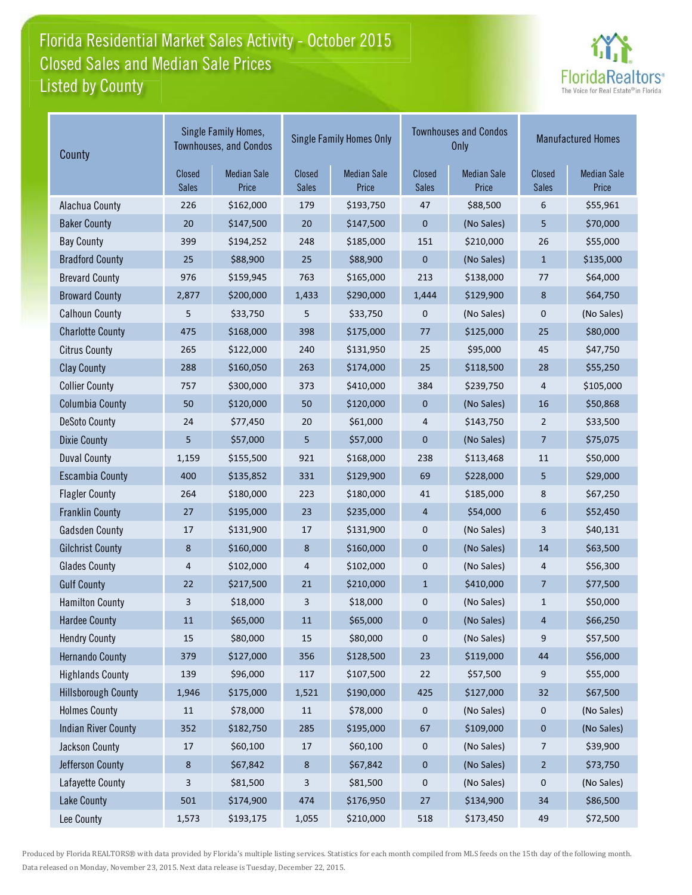# Florida Residential Market Sales Activity - October 2015
## Closed Sales and Median Sale Prices
## Listed by County

| County | Single Family Homes, Townhouses, and Condos | | Single Family Homes Only | | Townhouses and Condos Only | | Manufactured Homes | |
|---|---|---|---|---|---|---|---|---|
| | Closed Sales | Median Sale Price | Closed Sales | Median Sale Price | Closed Sales | Median Sale Price | Closed Sales | Median Sale Price |
| Alachua County | 226 | $162,000 | 179 | $193,750 | 47 | $88,500 | 6 | $55,961 |
| Baker County | 20 | $147,500 | 20 | $147,500 | 0 | (No Sales) | 5 | $70,000 |
| Bay County | 399 | $194,252 | 248 | $185,000 | 151 | $210,000 | 26 | $55,000 |
| Bradford County | 25 | $88,900 | 25 | $88,900 | 0 | (No Sales) | 1 | $135,000 |
| Brevard County | 976 | $159,945 | 763 | $165,000 | 213 | $138,000 | 77 | $64,000 |
| Broward County | 2,877 | $200,000 | 1,433 | $290,000 | 1,444 | $129,900 | 8 | $64,750 |
| Calhoun County | 5 | $33,750 | 5 | $33,750 | 0 | (No Sales) | 0 | (No Sales) |
| Charlotte County | 475 | $168,000 | 398 | $175,000 | 77 | $125,000 | 25 | $80,000 |
| Citrus County | 265 | $122,000 | 240 | $131,950 | 25 | $95,000 | 45 | $47,750 |
| Clay County | 288 | $160,050 | 263 | $174,000 | 25 | $118,500 | 28 | $55,250 |
| Collier County | 757 | $300,000 | 373 | $410,000 | 384 | $239,750 | 4 | $105,000 |
| Columbia County | 50 | $120,000 | 50 | $120,000 | 0 | (No Sales) | 16 | $50,868 |
| DeSoto County | 24 | $77,450 | 20 | $61,000 | 4 | $143,750 | 2 | $33,500 |
| Dixie County | 5 | $57,000 | 5 | $57,000 | 0 | (No Sales) | 7 | $75,075 |
| Duval County | 1,159 | $155,500 | 921 | $168,000 | 238 | $113,468 | 11 | $50,000 |
| Escambia County | 400 | $135,852 | 331 | $129,900 | 69 | $228,000 | 5 | $29,000 |
| Flagler County | 264 | $180,000 | 223 | $180,000 | 41 | $185,000 | 8 | $67,250 |
| Franklin County | 27 | $195,000 | 23 | $235,000 | 4 | $54,000 | 6 | $52,450 |
| Gadsden County | 17 | $131,900 | 17 | $131,900 | 0 | (No Sales) | 3 | $40,131 |
| Gilchrist County | 8 | $160,000 | 8 | $160,000 | 0 | (No Sales) | 14 | $63,500 |
| Glades County | 4 | $102,000 | 4 | $102,000 | 0 | (No Sales) | 4 | $56,300 |
| Gulf County | 22 | $217,500 | 21 | $210,000 | 1 | $410,000 | 7 | $77,500 |
| Hamilton County | 3 | $18,000 | 3 | $18,000 | 0 | (No Sales) | 1 | $50,000 |
| Hardee County | 11 | $65,000 | 11 | $65,000 | 0 | (No Sales) | 4 | $66,250 |
| Hendry County | 15 | $80,000 | 15 | $80,000 | 0 | (No Sales) | 9 | $57,500 |
| Hernando County | 379 | $127,000 | 356 | $128,500 | 23 | $119,000 | 44 | $56,000 |
| Highlands County | 139 | $96,000 | 117 | $107,500 | 22 | $57,500 | 9 | $55,000 |
| Hillsborough County | 1,946 | $175,000 | 1,521 | $190,000 | 425 | $127,000 | 32 | $67,500 |
| Holmes County | 11 | $78,000 | 11 | $78,000 | 0 | (No Sales) | 0 | (No Sales) |
| Indian River County | 352 | $182,750 | 285 | $195,000 | 67 | $109,000 | 0 | (No Sales) |
| Jackson County | 17 | $60,100 | 17 | $60,100 | 0 | (No Sales) | 7 | $39,900 |
| Jefferson County | 8 | $67,842 | 8 | $67,842 | 0 | (No Sales) | 2 | $73,750 |
| Lafayette County | 3 | $81,500 | 3 | $81,500 | 0 | (No Sales) | 0 | (No Sales) |
| Lake County | 501 | $174,900 | 474 | $176,950 | 27 | $134,900 | 34 | $86,500 |
| Lee County | 1,573 | $193,175 | 1,055 | $210,000 | 518 | $173,450 | 49 | $72,500 |

Produced by Florida REALTORS® with data provided by Florida's multiple listing services. Statistics for each month compiled from MLS feeds on the 15th day of the following month. Data released on Monday, November 23, 2015. Next data release is Tuesday, December 22, 2015.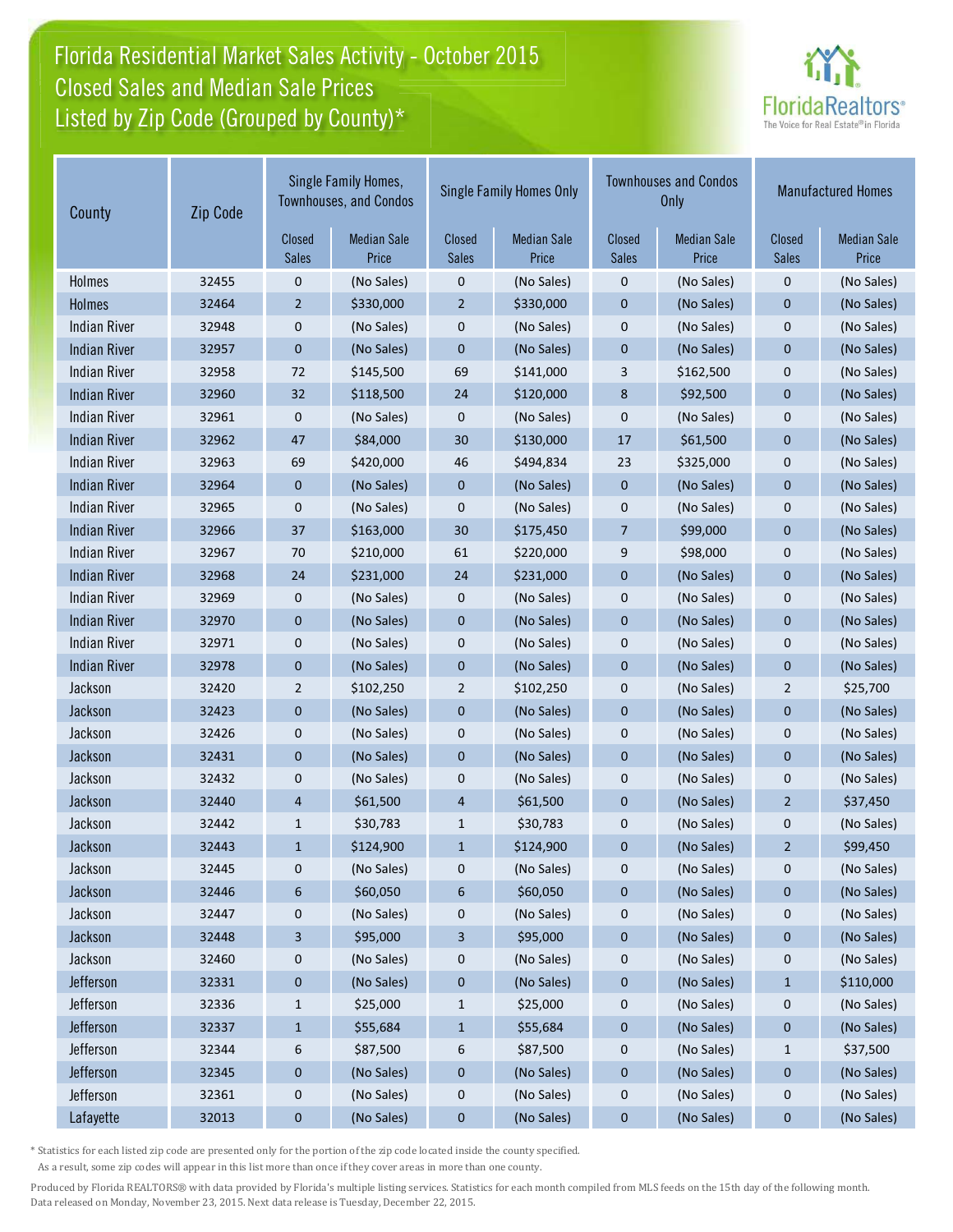# Florida Residential Market Sales Activity - October 2015
## Closed Sales and Median Sale Prices
## Listed by Zip Code (Grouped by County)*

| County | Zip Code | Single Family Homes, Townhouses, and Condos | | Single Family Homes Only | | Townhouses and Condos Only | | Manufactured Homes | |
|---|---|---|---|---|---|---|---|---|---|
| | | Closed Sales | Median Sale Price | Closed Sales | Median Sale Price | Closed Sales | Median Sale Price | Closed Sales | Median Sale Price |
| Holmes | 32455 | 0 | (No Sales) | 0 | (No Sales) | 0 | (No Sales) | 0 | (No Sales) |
| Holmes | 32464 | 2 | $330,000 | 2 | $330,000 | 0 | (No Sales) | 0 | (No Sales) |
| Indian River | 32948 | 0 | (No Sales) | 0 | (No Sales) | 0 | (No Sales) | 0 | (No Sales) |
| Indian River | 32957 | 0 | (No Sales) | 0 | (No Sales) | 0 | (No Sales) | 0 | (No Sales) |
| Indian River | 32958 | 72 | $145,500 | 69 | $141,000 | 3 | $162,500 | 0 | (No Sales) |
| Indian River | 32960 | 32 | $118,500 | 24 | $120,000 | 8 | $92,500 | 0 | (No Sales) |
| Indian River | 32961 | 0 | (No Sales) | 0 | (No Sales) | 0 | (No Sales) | 0 | (No Sales) |
| Indian River | 32962 | 47 | $84,000 | 30 | $130,000 | 17 | $61,500 | 0 | (No Sales) |
| Indian River | 32963 | 69 | $420,000 | 46 | $494,834 | 23 | $325,000 | 0 | (No Sales) |
| Indian River | 32964 | 0 | (No Sales) | 0 | (No Sales) | 0 | (No Sales) | 0 | (No Sales) |
| Indian River | 32965 | 0 | (No Sales) | 0 | (No Sales) | 0 | (No Sales) | 0 | (No Sales) |
| Indian River | 32966 | 37 | $163,000 | 30 | $175,450 | 7 | $99,000 | 0 | (No Sales) |
| Indian River | 32967 | 70 | $210,000 | 61 | $220,000 | 9 | $98,000 | 0 | (No Sales) |
| Indian River | 32968 | 24 | $231,000 | 24 | $231,000 | 0 | (No Sales) | 0 | (No Sales) |
| Indian River | 32969 | 0 | (No Sales) | 0 | (No Sales) | 0 | (No Sales) | 0 | (No Sales) |
| Indian River | 32970 | 0 | (No Sales) | 0 | (No Sales) | 0 | (No Sales) | 0 | (No Sales) |
| Indian River | 32971 | 0 | (No Sales) | 0 | (No Sales) | 0 | (No Sales) | 0 | (No Sales) |
| Indian River | 32978 | 0 | (No Sales) | 0 | (No Sales) | 0 | (No Sales) | 0 | (No Sales) |
| Jackson | 32420 | 2 | $102,250 | 2 | $102,250 | 0 | (No Sales) | 2 | $25,700 |
| Jackson | 32423 | 0 | (No Sales) | 0 | (No Sales) | 0 | (No Sales) | 0 | (No Sales) |
| Jackson | 32426 | 0 | (No Sales) | 0 | (No Sales) | 0 | (No Sales) | 0 | (No Sales) |
| Jackson | 32431 | 0 | (No Sales) | 0 | (No Sales) | 0 | (No Sales) | 0 | (No Sales) |
| Jackson | 32432 | 0 | (No Sales) | 0 | (No Sales) | 0 | (No Sales) | 0 | (No Sales) |
| Jackson | 32440 | 4 | $61,500 | 4 | $61,500 | 0 | (No Sales) | 2 | $37,450 |
| Jackson | 32442 | 1 | $30,783 | 1 | $30,783 | 0 | (No Sales) | 0 | (No Sales) |
| Jackson | 32443 | 1 | $124,900 | 1 | $124,900 | 0 | (No Sales) | 2 | $99,450 |
| Jackson | 32445 | 0 | (No Sales) | 0 | (No Sales) | 0 | (No Sales) | 0 | (No Sales) |
| Jackson | 32446 | 6 | $60,050 | 6 | $60,050 | 0 | (No Sales) | 0 | (No Sales) |
| Jackson | 32447 | 0 | (No Sales) | 0 | (No Sales) | 0 | (No Sales) | 0 | (No Sales) |
| Jackson | 32448 | 3 | $95,000 | 3 | $95,000 | 0 | (No Sales) | 0 | (No Sales) |
| Jackson | 32460 | 0 | (No Sales) | 0 | (No Sales) | 0 | (No Sales) | 0 | (No Sales) |
| Jefferson | 32331 | 0 | (No Sales) | 0 | (No Sales) | 0 | (No Sales) | 1 | $110,000 |
| Jefferson | 32336 | 1 | $25,000 | 1 | $25,000 | 0 | (No Sales) | 0 | (No Sales) |
| Jefferson | 32337 | 1 | $55,684 | 1 | $55,684 | 0 | (No Sales) | 0 | (No Sales) |
| Jefferson | 32344 | 6 | $87,500 | 6 | $87,500 | 0 | (No Sales) | 1 | $37,500 |
| Jefferson | 32345 | 0 | (No Sales) | 0 | (No Sales) | 0 | (No Sales) | 0 | (No Sales) |
| Jefferson | 32361 | 0 | (No Sales) | 0 | (No Sales) | 0 | (No Sales) | 0 | (No Sales) |
| Lafayette | 32013 | 0 | (No Sales) | 0 | (No Sales) | 0 | (No Sales) | 0 | (No Sales) |

\* Statistics for each listed zip code are presented only for the portion of the zip code located inside the county specified.
As a result, some zip codes will appear in this list more than once if they cover areas in more than one county.

Produced by Florida REALTORS® with data provided by Florida's multiple listing services. Statistics for each month compiled from MLS feeds on the 15th day of the following month. Data released on Monday, November 23, 2015. Next data release is Tuesday, December 22, 2015.